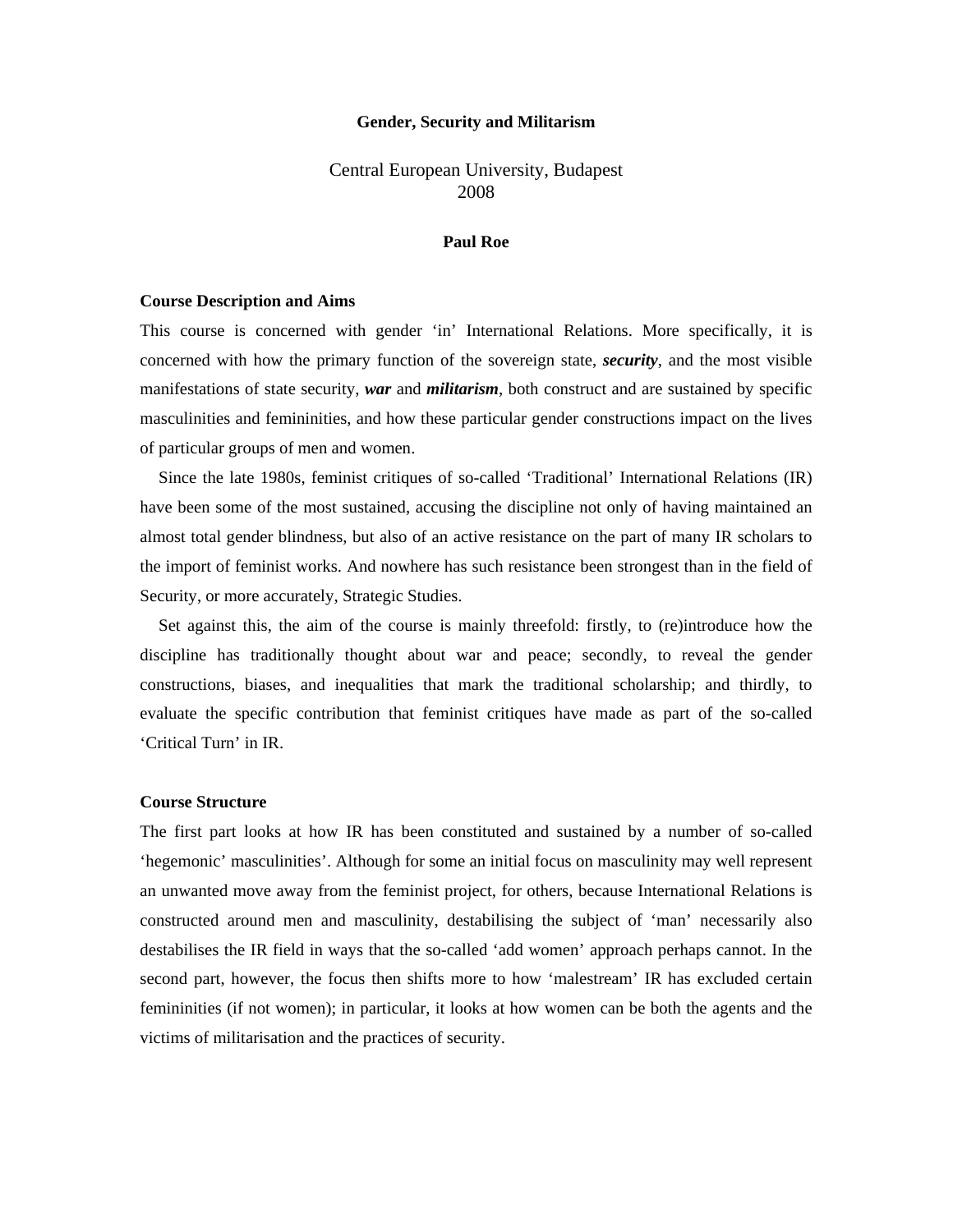# Gender, Security and Militarism

Central European University, Budapest
2008

**Paul Roe**

## Course Description and Aims

This course is concerned with gender 'in' International Relations. More specifically, it is concerned with how the primary function of the sovereign state, ***security***, and the most visible manifestations of state security, ***war*** and ***militarism***, both construct and are sustained by specific masculinities and femininities, and how these particular gender constructions impact on the lives of particular groups of men and women.

Since the late 1980s, feminist critiques of so-called 'Traditional' International Relations (IR) have been some of the most sustained, accusing the discipline not only of having maintained an almost total gender blindness, but also of an active resistance on the part of many IR scholars to the import of feminist works. And nowhere has such resistance been strongest than in the field of Security, or more accurately, Strategic Studies.

Set against this, the aim of the course is mainly threefold: firstly, to (re)introduce how the discipline has traditionally thought about war and peace; secondly, to reveal the gender constructions, biases, and inequalities that mark the traditional scholarship; and thirdly, to evaluate the specific contribution that feminist critiques have made as part of the so-called 'Critical Turn' in IR.

## Course Structure

The first part looks at how IR has been constituted and sustained by a number of so-called 'hegemonic' masculinities'. Although for some an initial focus on masculinity may well represent an unwanted move away from the feminist project, for others, because International Relations is constructed around men and masculinity, destabilising the subject of 'man' necessarily also destabilises the IR field in ways that the so-called 'add women' approach perhaps cannot. In the second part, however, the focus then shifts more to how 'malestream' IR has excluded certain femininities (if not women); in particular, it looks at how women can be both the agents and the victims of militarisation and the practices of security.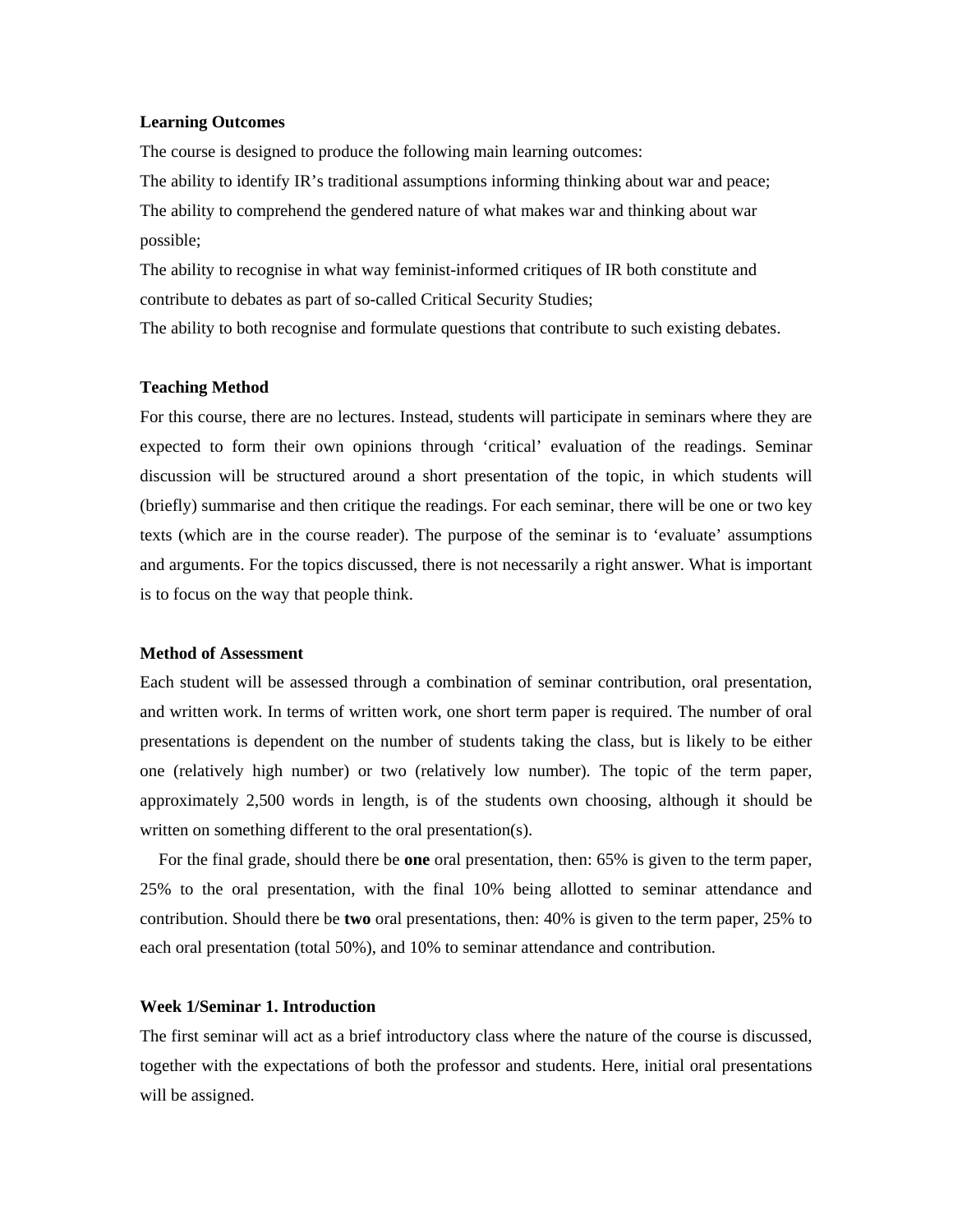**Learning Outcomes**

The course is designed to produce the following main learning outcomes:

The ability to identify IR's traditional assumptions informing thinking about war and peace;

The ability to comprehend the gendered nature of what makes war and thinking about war possible;

The ability to recognise in what way feminist-informed critiques of IR both constitute and contribute to debates as part of so-called Critical Security Studies;

The ability to both recognise and formulate questions that contribute to such existing debates.

**Teaching Method**

For this course, there are no lectures. Instead, students will participate in seminars where they are expected to form their own opinions through 'critical' evaluation of the readings. Seminar discussion will be structured around a short presentation of the topic, in which students will (briefly) summarise and then critique the readings. For each seminar, there will be one or two key texts (which are in the course reader). The purpose of the seminar is to 'evaluate' assumptions and arguments. For the topics discussed, there is not necessarily a right answer. What is important is to focus on the way that people think.

**Method of Assessment**

Each student will be assessed through a combination of seminar contribution, oral presentation, and written work. In terms of written work, one short term paper is required. The number of oral presentations is dependent on the number of students taking the class, but is likely to be either one (relatively high number) or two (relatively low number). The topic of the term paper, approximately 2,500 words in length, is of the students own choosing, although it should be written on something different to the oral presentation(s).

For the final grade, should there be **one** oral presentation, then: 65% is given to the term paper, 25% to the oral presentation, with the final 10% being allotted to seminar attendance and contribution. Should there be **two** oral presentations, then: 40% is given to the term paper, 25% to each oral presentation (total 50%), and 10% to seminar attendance and contribution.

**Week 1/Seminar 1. Introduction**

The first seminar will act as a brief introductory class where the nature of the course is discussed, together with the expectations of both the professor and students. Here, initial oral presentations will be assigned.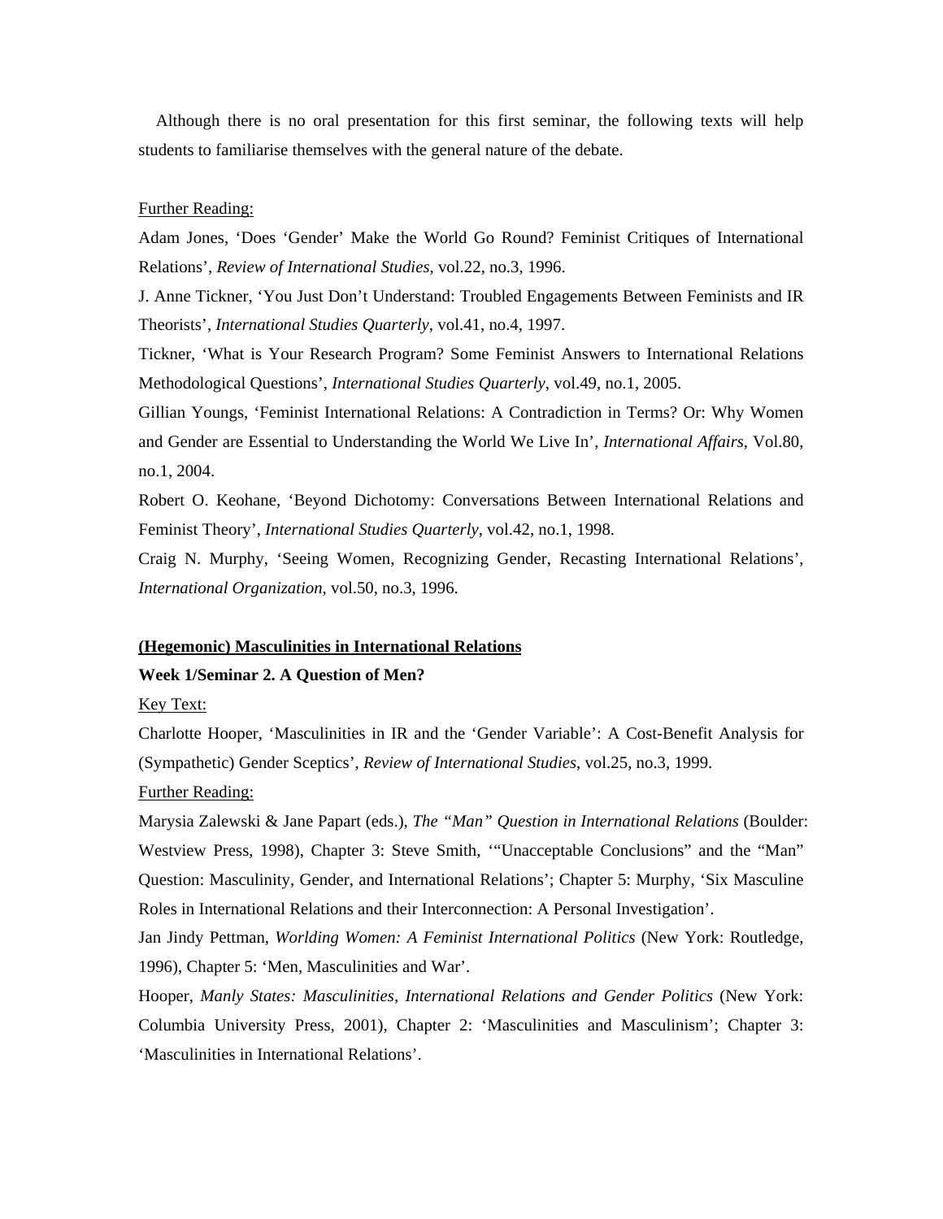Although there is no oral presentation for this first seminar, the following texts will help students to familiarise themselves with the general nature of the debate.

<u>Further Reading:</u>

Adam Jones, 'Does 'Gender' Make the World Go Round? Feminist Critiques of International Relations', *Review of International Studies*, vol.22, no.3, 1996.

J. Anne Tickner, 'You Just Don't Understand: Troubled Engagements Between Feminists and IR Theorists', *International Studies Quarterly*, vol.41, no.4, 1997.

Tickner, 'What is Your Research Program? Some Feminist Answers to International Relations Methodological Questions', *International Studies Quarterly*, vol.49, no.1, 2005.

Gillian Youngs, 'Feminist International Relations: A Contradiction in Terms? Or: Why Women and Gender are Essential to Understanding the World We Live In', *International Affairs*, Vol.80, no.1, 2004.

Robert O. Keohane, 'Beyond Dichotomy: Conversations Between International Relations and Feminist Theory', *International Studies Quarterly*, vol.42, no.1, 1998.

Craig N. Murphy, 'Seeing Women, Recognizing Gender, Recasting International Relations', *International Organization*, vol.50, no.3, 1996.

## <u>(Hegemonic) Masculinities in International Relations</u>

**Week 1/Seminar 2. A Question of Men?**

<u>Key Text:</u>

Charlotte Hooper, 'Masculinities in IR and the 'Gender Variable': A Cost-Benefit Analysis for (Sympathetic) Gender Sceptics', *Review of International Studies*, vol.25, no.3, 1999.

<u>Further Reading:</u>

Marysia Zalewski & Jane Papart (eds.), *The "Man" Question in International Relations* (Boulder: Westview Press, 1998), Chapter 3: Steve Smith, '"Unacceptable Conclusions" and the "Man" Question: Masculinity, Gender, and International Relations'; Chapter 5: Murphy, 'Six Masculine Roles in International Relations and their Interconnection: A Personal Investigation'.

Jan Jindy Pettman, *Worlding Women: A Feminist International Politics* (New York: Routledge, 1996), Chapter 5: 'Men, Masculinities and War'.

Hooper, *Manly States: Masculinities, International Relations and Gender Politics* (New York: Columbia University Press, 2001), Chapter 2: 'Masculinities and Masculinism'; Chapter 3: 'Masculinities in International Relations'.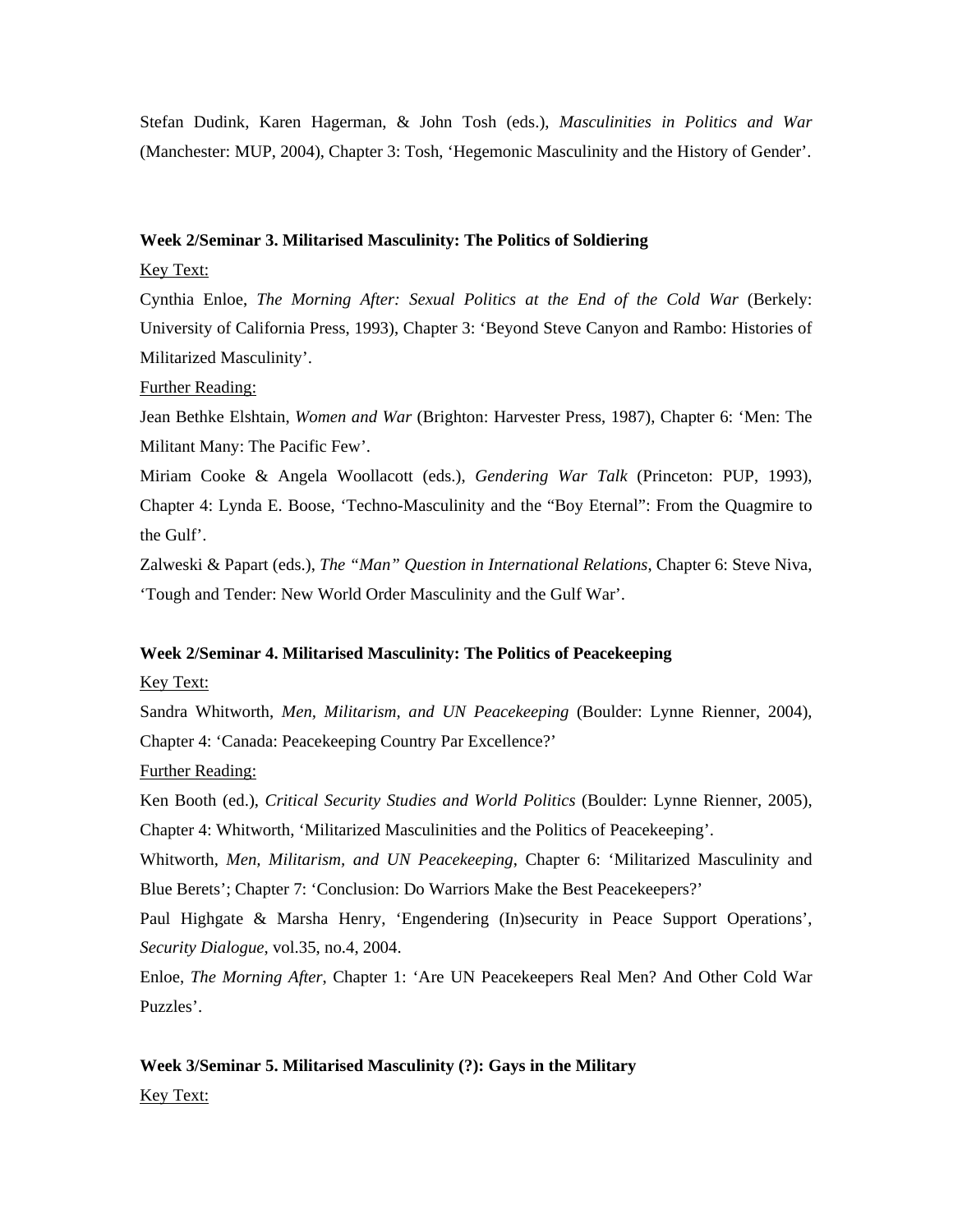Stefan Dudink, Karen Hagerman, & John Tosh (eds.), *Masculinities in Politics and War* (Manchester: MUP, 2004), Chapter 3: Tosh, 'Hegemonic Masculinity and the History of Gender'.

**Week 2/Seminar 3. Militarised Masculinity: The Politics of Soldiering**

Key Text:

Cynthia Enloe, *The Morning After: Sexual Politics at the End of the Cold War* (Berkely: University of California Press, 1993), Chapter 3: 'Beyond Steve Canyon and Rambo: Histories of Militarized Masculinity'.

Further Reading:

Jean Bethke Elshtain, *Women and War* (Brighton: Harvester Press, 1987), Chapter 6: 'Men: The Militant Many: The Pacific Few'.

Miriam Cooke & Angela Woollacott (eds.), *Gendering War Talk* (Princeton: PUP, 1993), Chapter 4: Lynda E. Boose, 'Techno-Masculinity and the "Boy Eternal": From the Quagmire to the Gulf'.

Zalweski & Papart (eds.), *The "Man" Question in International Relations*, Chapter 6: Steve Niva, 'Tough and Tender: New World Order Masculinity and the Gulf War'.

**Week 2/Seminar 4. Militarised Masculinity: The Politics of Peacekeeping**

Key Text:

Sandra Whitworth, *Men, Militarism, and UN Peacekeeping* (Boulder: Lynne Rienner, 2004), Chapter 4: 'Canada: Peacekeeping Country Par Excellence?'

Further Reading:

Ken Booth (ed.), *Critical Security Studies and World Politics* (Boulder: Lynne Rienner, 2005), Chapter 4: Whitworth, 'Militarized Masculinities and the Politics of Peacekeeping'.

Whitworth, *Men, Militarism, and UN Peacekeeping*, Chapter 6: 'Militarized Masculinity and Blue Berets'; Chapter 7: 'Conclusion: Do Warriors Make the Best Peacekeepers?'

Paul Highgate & Marsha Henry, 'Engendering (In)security in Peace Support Operations', *Security Dialogue*, vol.35, no.4, 2004.

Enloe, *The Morning After*, Chapter 1: 'Are UN Peacekeepers Real Men? And Other Cold War Puzzles'.

**Week 3/Seminar 5. Militarised Masculinity (?): Gays in the Military**

Key Text: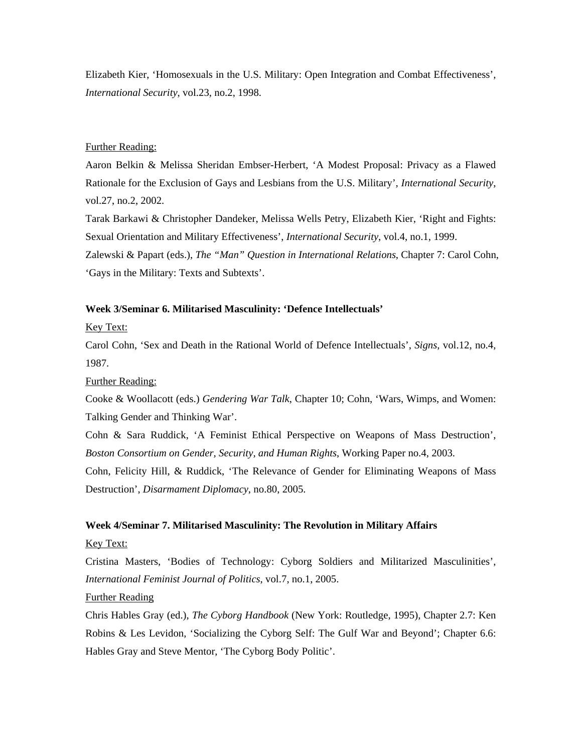Elizabeth Kier, 'Homosexuals in the U.S. Military: Open Integration and Combat Effectiveness', *International Security*, vol.23, no.2, 1998.

Further Reading:

Aaron Belkin & Melissa Sheridan Embser-Herbert, 'A Modest Proposal: Privacy as a Flawed Rationale for the Exclusion of Gays and Lesbians from the U.S. Military', *International Security*, vol.27, no.2, 2002.

Tarak Barkawi & Christopher Dandeker, Melissa Wells Petry, Elizabeth Kier, 'Right and Fights: Sexual Orientation and Military Effectiveness', *International Security*, vol.4, no.1, 1999.

Zalewski & Papart (eds.), *The "Man" Question in International Relations*, Chapter 7: Carol Cohn, 'Gays in the Military: Texts and Subtexts'.

**Week 3/Seminar 6. Militarised Masculinity: 'Defence Intellectuals'**

Key Text:

Carol Cohn, 'Sex and Death in the Rational World of Defence Intellectuals', *Signs*, vol.12, no.4, 1987.

Further Reading:

Cooke & Woollacott (eds.) *Gendering War Talk*, Chapter 10; Cohn, 'Wars, Wimps, and Women: Talking Gender and Thinking War'.

Cohn & Sara Ruddick, 'A Feminist Ethical Perspective on Weapons of Mass Destruction', *Boston Consortium on Gender, Security, and Human Rights*, Working Paper no.4, 2003.

Cohn, Felicity Hill, & Ruddick, 'The Relevance of Gender for Eliminating Weapons of Mass Destruction', *Disarmament Diplomacy*, no.80, 2005.

**Week 4/Seminar 7. Militarised Masculinity: The Revolution in Military Affairs**

Key Text:

Cristina Masters, 'Bodies of Technology: Cyborg Soldiers and Militarized Masculinities', *International Feminist Journal of Politics*, vol.7, no.1, 2005.

Further Reading

Chris Hables Gray (ed.), *The Cyborg Handbook* (New York: Routledge, 1995), Chapter 2.7: Ken Robins & Les Levidon, 'Socializing the Cyborg Self: The Gulf War and Beyond'; Chapter 6.6: Hables Gray and Steve Mentor, 'The Cyborg Body Politic'.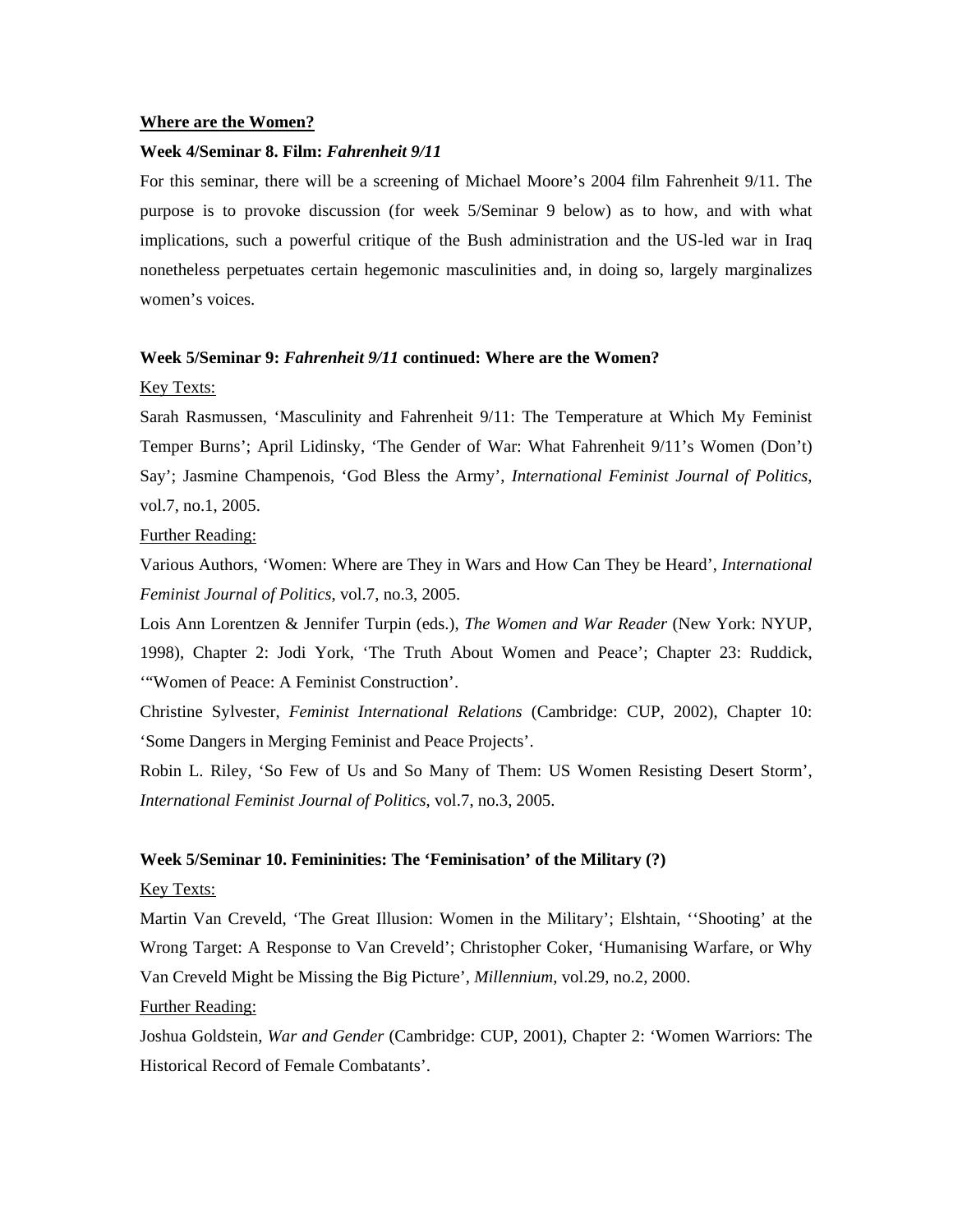**<u>Where are the Women?</u>**

**Week 4/Seminar 8. Film: *Fahrenheit 9/11***

For this seminar, there will be a screening of Michael Moore's 2004 film Fahrenheit 9/11. The purpose is to provoke discussion (for week 5/Seminar 9 below) as to how, and with what implications, such a powerful critique of the Bush administration and the US-led war in Iraq nonetheless perpetuates certain hegemonic masculinities and, in doing so, largely marginalizes women's voices.

**Week 5/Seminar 9: *Fahrenheit 9/11* continued: Where are the Women?**

<u>Key Texts:</u>

Sarah Rasmussen, 'Masculinity and Fahrenheit 9/11: The Temperature at Which My Feminist Temper Burns'; April Lidinsky, 'The Gender of War: What Fahrenheit 9/11's Women (Don't) Say'; Jasmine Champenois, 'God Bless the Army', *International Feminist Journal of Politics*, vol.7, no.1, 2005.

<u>Further Reading:</u>

Various Authors, 'Women: Where are They in Wars and How Can They be Heard', *International Feminist Journal of Politics*, vol.7, no.3, 2005.

Lois Ann Lorentzen & Jennifer Turpin (eds.), *The Women and War Reader* (New York: NYUP, 1998), Chapter 2: Jodi York, 'The Truth About Women and Peace'; Chapter 23: Ruddick, '"Women of Peace: A Feminist Construction'.

Christine Sylvester, *Feminist International Relations* (Cambridge: CUP, 2002), Chapter 10: 'Some Dangers in Merging Feminist and Peace Projects'.

Robin L. Riley, 'So Few of Us and So Many of Them: US Women Resisting Desert Storm', *International Feminist Journal of Politics*, vol.7, no.3, 2005.

**Week 5/Seminar 10. Femininities: The 'Feminisation' of the Military (?)**

<u>Key Texts:</u>

Martin Van Creveld, 'The Great Illusion: Women in the Military'; Elshtain, ''Shooting' at the Wrong Target: A Response to Van Creveld'; Christopher Coker, 'Humanising Warfare, or Why Van Creveld Might be Missing the Big Picture', *Millennium*, vol.29, no.2, 2000.

<u>Further Reading:</u>

Joshua Goldstein, *War and Gender* (Cambridge: CUP, 2001), Chapter 2: 'Women Warriors: The Historical Record of Female Combatants'.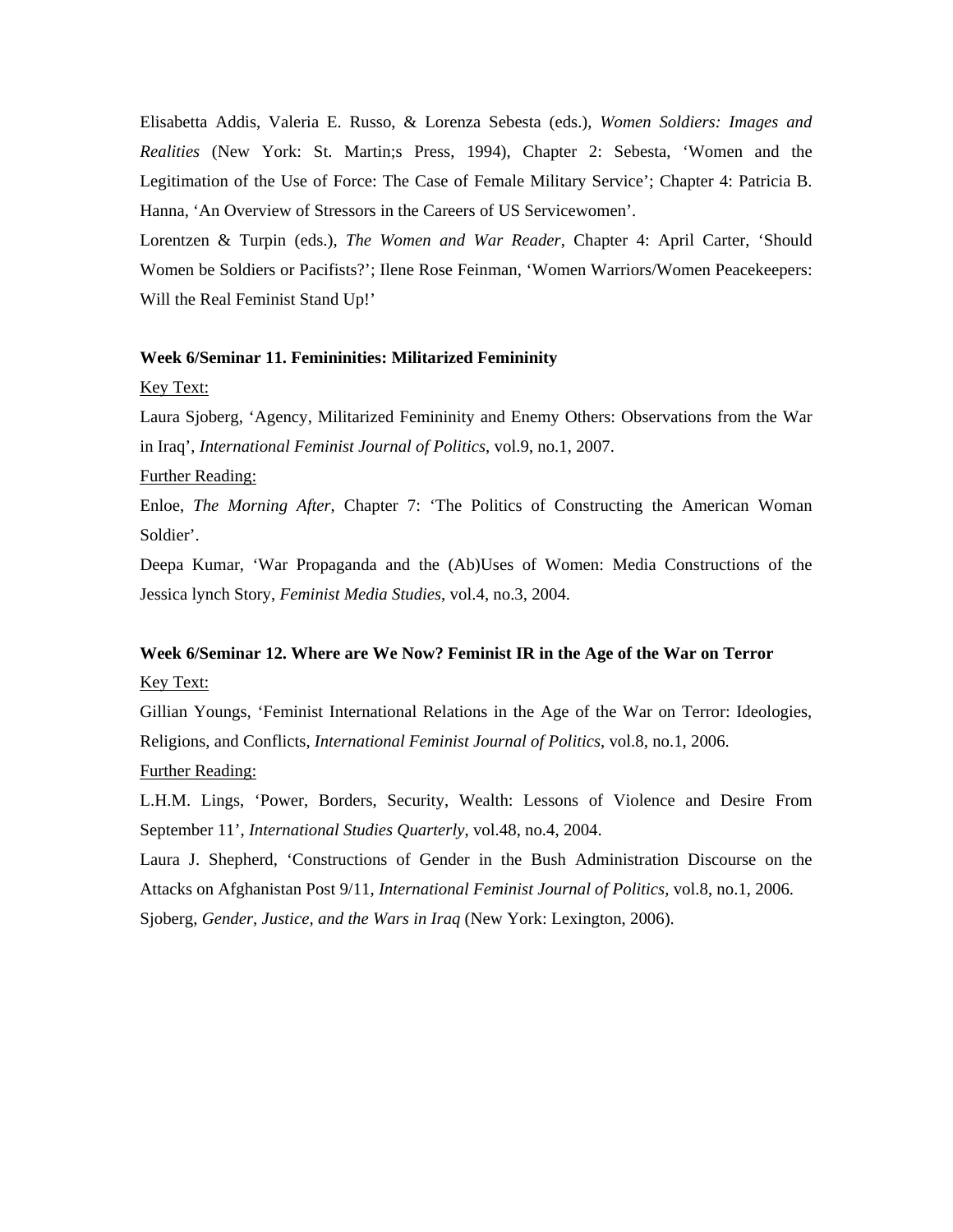Elisabetta Addis, Valeria E. Russo, & Lorenza Sebesta (eds.), *Women Soldiers: Images and Realities* (New York: St. Martin;s Press, 1994), Chapter 2: Sebesta, 'Women and the Legitimation of the Use of Force: The Case of Female Military Service'; Chapter 4: Patricia B. Hanna, 'An Overview of Stressors in the Careers of US Servicewomen'.

Lorentzen & Turpin (eds.), *The Women and War Reader*, Chapter 4: April Carter, 'Should Women be Soldiers or Pacifists?'; Ilene Rose Feinman, 'Women Warriors/Women Peacekeepers: Will the Real Feminist Stand Up!'

**Week 6/Seminar 11. Femininities: Militarized Femininity**

<u>Key Text:</u>

Laura Sjoberg, 'Agency, Militarized Femininity and Enemy Others: Observations from the War in Iraq', *International Feminist Journal of Politics*, vol.9, no.1, 2007.

<u>Further Reading:</u>

Enloe, *The Morning After*, Chapter 7: 'The Politics of Constructing the American Woman Soldier'.

Deepa Kumar, 'War Propaganda and the (Ab)Uses of Women: Media Constructions of the Jessica lynch Story, *Feminist Media Studies*, vol.4, no.3, 2004.

**Week 6/Seminar 12. Where are We Now? Feminist IR in the Age of the War on Terror**

<u>Key Text:</u>

Gillian Youngs, 'Feminist International Relations in the Age of the War on Terror: Ideologies, Religions, and Conflicts, *International Feminist Journal of Politics*, vol.8, no.1, 2006.

<u>Further Reading:</u>

L.H.M. Lings, 'Power, Borders, Security, Wealth: Lessons of Violence and Desire From September 11', *International Studies Quarterly*, vol.48, no.4, 2004.

Laura J. Shepherd, 'Constructions of Gender in the Bush Administration Discourse on the Attacks on Afghanistan Post 9/11, *International Feminist Journal of Politics*, vol.8, no.1, 2006.

Sjoberg, *Gender, Justice, and the Wars in Iraq* (New York: Lexington, 2006).